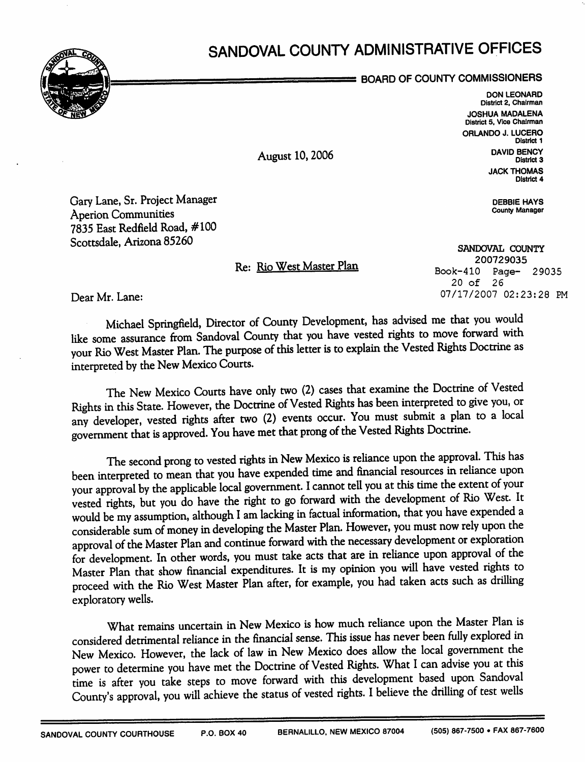# SANDOVAL COUNTY ADMINISTRATIVE OFFICES

**BOARD OF COUNTY COMMISSIONERS**

**DON LEONARD**
District 2, Chairman

**JOSHUA MADALENA**
District 5, Vice Chairman

**ORLANDO J. LUCERO**
District 1

**DAVID BENCY**
District 3

**JACK THOMAS**
District 4

**DEBBIE HAYS**
County Manager

August 10, 2006

SANDOVAL COUNTY
200729035
Book-410 Page- 29035
20 of 26
07/17/2007 02:23:28 PM

Gary Lane, Sr. Project Manager
Aperion Communities
7835 East Redfield Road, #100
Scottsdale, Arizona 85260

Re: Rio West Master Plan

Dear Mr. Lane:

Michael Springfield, Director of County Development, has advised me that you would like some assurance from Sandoval County that you have vested rights to move forward with your Rio West Master Plan. The purpose of this letter is to explain the Vested Rights Doctrine as interpreted by the New Mexico Courts.

The New Mexico Courts have only two (2) cases that examine the Doctrine of Vested Rights in this State. However, the Doctrine of Vested Rights has been interpreted to give you, or any developer, vested rights after two (2) events occur. You must submit a plan to a local government that is approved. You have met that prong of the Vested Rights Doctrine.

The second prong to vested rights in New Mexico is reliance upon the approval. This has been interpreted to mean that you have expended time and financial resources in reliance upon your approval by the applicable local government. I cannot tell you at this time the extent of your vested rights, but you do have the right to go forward with the development of Rio West. It would be my assumption, although I am lacking in factual information, that you have expended a considerable sum of money in developing the Master Plan. However, you must now rely upon the approval of the Master Plan and continue forward with the necessary development or exploration for development. In other words, you must take acts that are in reliance upon approval of the Master Plan that show financial expenditures. It is my opinion you will have vested rights to proceed with the Rio West Master Plan after, for example, you had taken acts such as drilling exploratory wells.

What remains uncertain in New Mexico is how much reliance upon the Master Plan is considered detrimental reliance in the financial sense. This issue has never been fully explored in New Mexico. However, the lack of law in New Mexico does allow the local government the power to determine you have met the Doctrine of Vested Rights. What I can advise you at this time is after you take steps to move forward with this development based upon Sandoval County's approval, you will achieve the status of vested rights. I believe the drilling of test wells

SANDOVAL COUNTY COURTHOUSE P.O. BOX 40 BERNALILLO, NEW MEXICO 87004 (505) 867-7500 • FAX 867-7600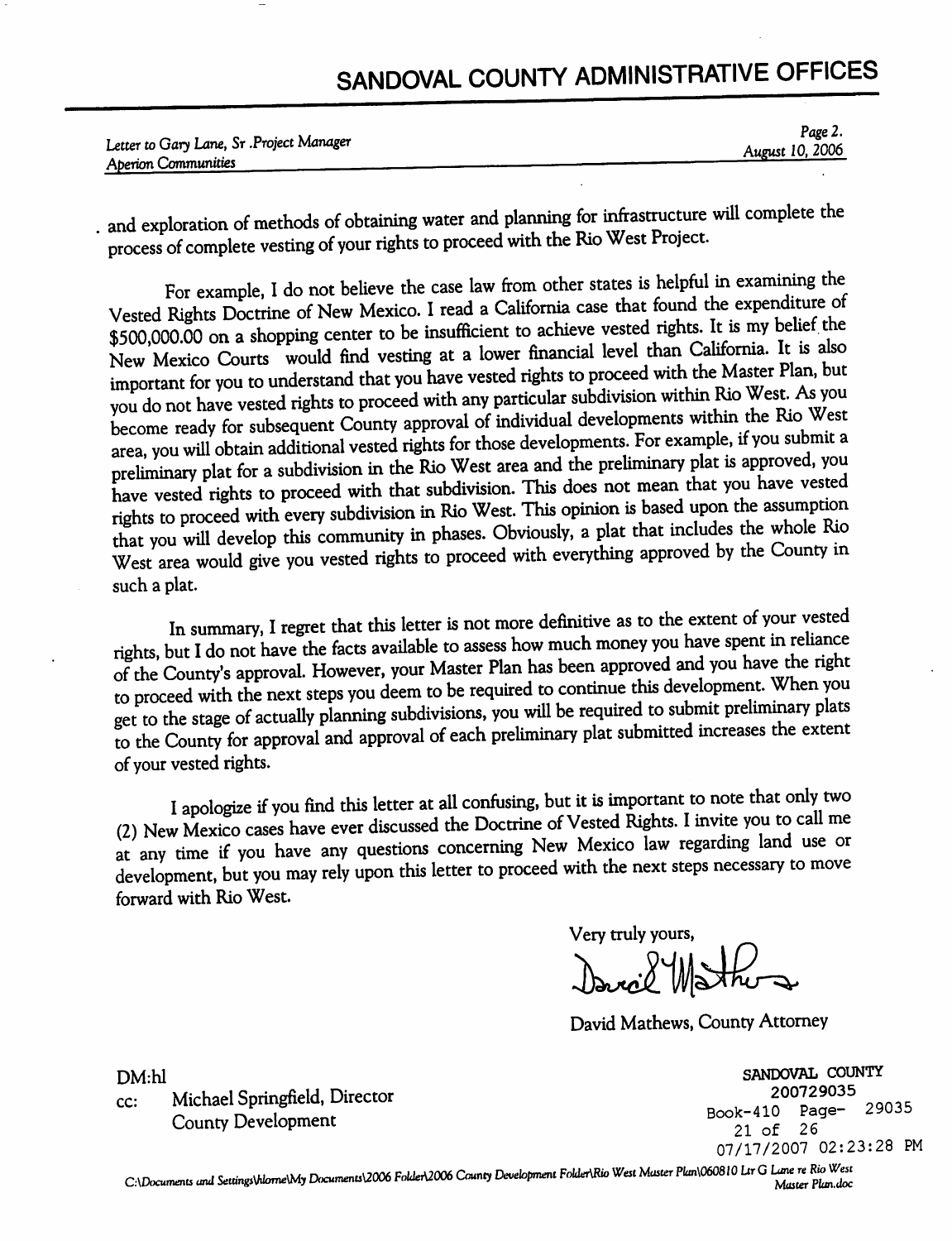and exploration of methods of obtaining water and planning for infrastructure will complete the process of complete vesting of your rights to proceed with the Rio West Project.

For example, I do not believe the case law from other states is helpful in examining the Vested Rights Doctrine of New Mexico. I read a California case that found the expenditure of $500,000.00 on a shopping center to be insufficient to achieve vested rights. It is my belief the New Mexico Courts would find vesting at a lower financial level than California. It is also important for you to understand that you have vested rights to proceed with the Master Plan, but you do not have vested rights to proceed with any particular subdivision within Rio West. As you become ready for subsequent County approval of individual developments within the Rio West area, you will obtain additional vested rights for those developments. For example, if you submit a preliminary plat for a subdivision in the Rio West area and the preliminary plat is approved, you have vested rights to proceed with that subdivision. This does not mean that you have vested rights to proceed with every subdivision in Rio West. This opinion is based upon the assumption that you will develop this community in phases. Obviously, a plat that includes the whole Rio West area would give you vested rights to proceed with everything approved by the County in such a plat.

In summary, I regret that this letter is not more definitive as to the extent of your vested rights, but I do not have the facts available to assess how much money you have spent in reliance of the County's approval. However, your Master Plan has been approved and you have the right to proceed with the next steps you deem to be required to continue this development. When you get to the stage of actually planning subdivisions, you will be required to submit preliminary plats to the County for approval and approval of each preliminary plat submitted increases the extent of your vested rights.

I apologize if you find this letter at all confusing, but it is important to note that only two (2) New Mexico cases have ever discussed the Doctrine of Vested Rights. I invite you to call me at any time if you have any questions concerning New Mexico law regarding land use or development, but you may rely upon this letter to proceed with the next steps necessary to move forward with Rio West.

Very truly yours,

David Mathews, County Attorney

DM:hl

cc: Michael Springfield, Director
County Development

SANDOVAL COUNTY
200729035
Book-410 Page- 29035
21 of 26
07/17/2007 02:23:28 PM

C:\Documents and Settings\hlome\My Documents\2006 Folder\2006 County Development Folder\Rio West Master Plan\060810 Ltr G Lane re Rio West Master Plan.doc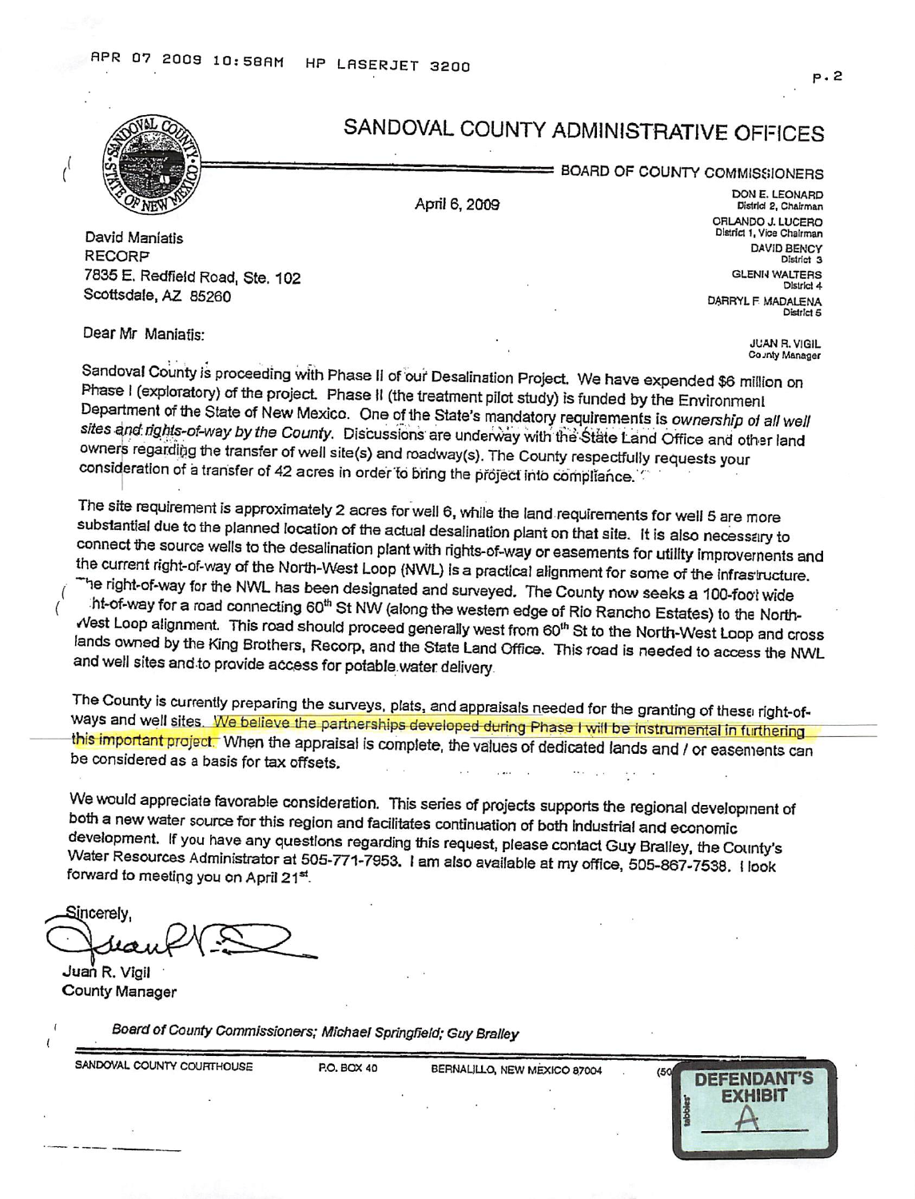APR 07 2009 10:58AM HP LASERJET 3200

# SANDOVAL COUNTY ADMINISTRATIVE OFFICES

BOARD OF COUNTY COMMISSIONERS

DON E. LEONARD
District 2, Chairman

ORLANDO J. LUCERO
District 1, Vice Chairman

DAVID BENCY
District 3

GLENN WALTERS
District 4

DARRYL F. MADALENA
District 5

JUAN R. VIGIL
County Manager

April 6, 2009

David Maniatis
RECORP
7835 E. Redfield Road, Ste. 102
Scottsdale, AZ 85260

Dear Mr Maniatis:

Sandoval County is proceeding with Phase II of our Desalination Project. We have expended $6 million on Phase I (exploratory) of the project. Phase II (the treatment pilot study) is funded by the Environment Department of the State of New Mexico. One of the State's mandatory requirements is *ownership of all well sites and rights-of-way by the County.* Discussions are underway with the State Land Office and other land owners regarding the transfer of well site(s) and roadway(s). The County respectfully requests your consideration of a transfer of 42 acres in order to bring the project into compliance.

The site requirement is approximately 2 acres for well 6, while the land requirements for well 5 are more substantial due to the planned location of the actual desalination plant on that site. It is also necessary to connect the source wells to the desalination plant with rights-of-way or easements for utility improvements and the current right-of-way of the North-West Loop (NWL) is a practical alignment for some of the infrastructure. The right-of-way for the NWL has been designated and surveyed. The County now seeks a 100-foot wide right-of-way for a road connecting 60th St NW (along the western edge of Rio Rancho Estates) to the North-West Loop alignment. This road should proceed generally west from 60th St to the North-West Loop and cross lands owned by the King Brothers, Recorp, and the State Land Office. This road is needed to access the NWL and well sites and to provide access for potable water delivery.

The County is currently preparing the surveys, plats, and appraisals needed for the granting of these right-of-ways and well sites. We believe the partnerships developed during Phase I will be instrumental in furthering this important project. When the appraisal is complete, the values of dedicated lands and / or easements can be considered as a basis for tax offsets.

We would appreciate favorable consideration. This series of projects supports the regional development of both a new water source for this region and facilitates continuation of both industrial and economic development. If you have any questions regarding this request, please contact Guy Bralley, the County's Water Resources Administrator at 505-771-7953. I am also available at my office, 505-867-7538. I look forward to meeting you on April 21st.

Sincerely,

Juan R. Vigil
County Manager

*Board of County Commissioners; Michael Springfield; Guy Bralley*

SANDOVAL COUNTY COURTHOUSE P.O. BOX 40 BERNALILLO, NEW MEXICO 87004 (50

DEFENDANT'S EXHIBIT A